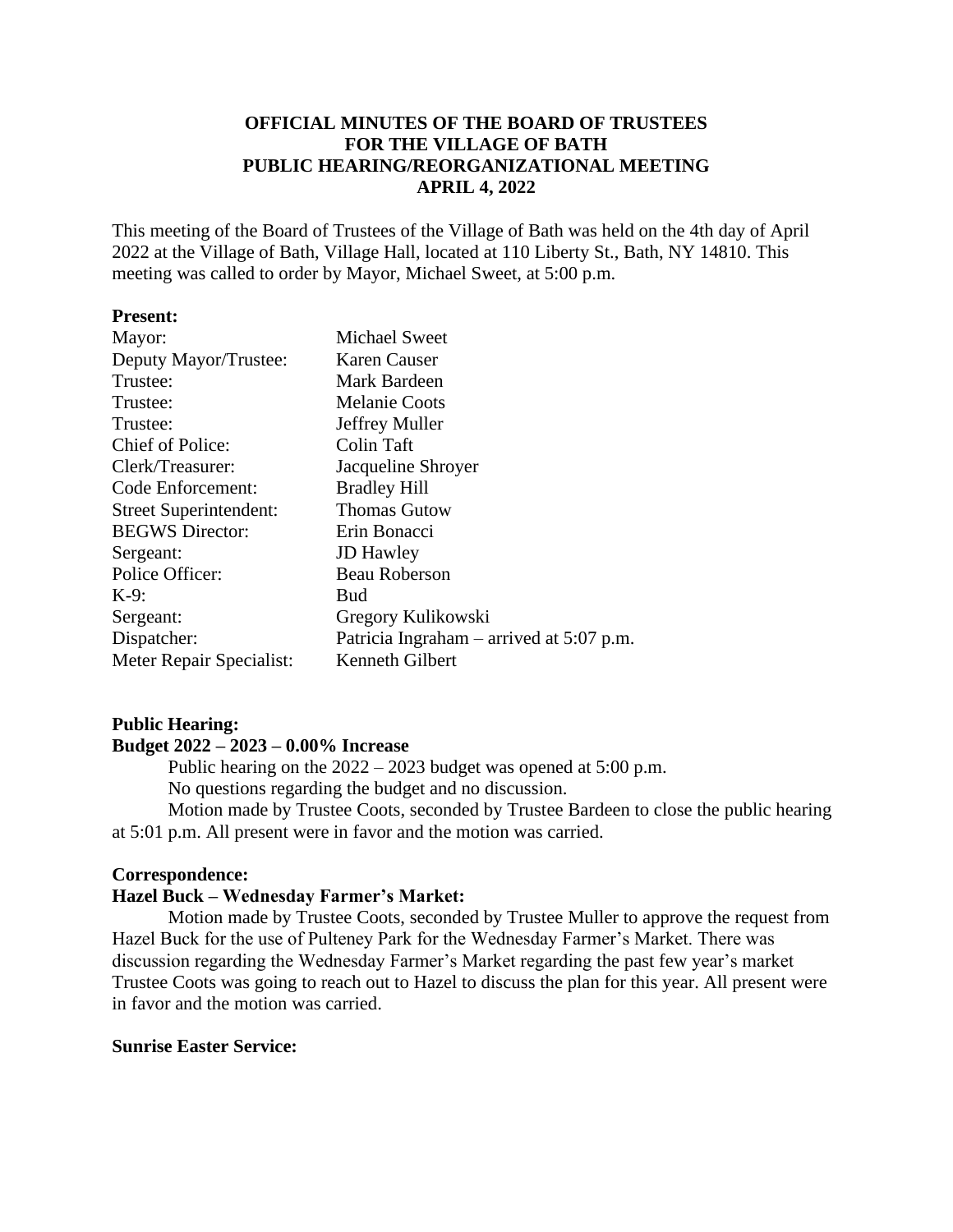**OFFICIAL MINUTES OF THE BOARD OF TRUSTEES FOR THE VILLAGE OF BATH PUBLIC HEARING/REORGANIZATIONAL MEETING APRIL 4, 2022**

This meeting of the Board of Trustees of the Village of Bath was held on the 4th day of April 2022 at the Village of Bath, Village Hall, located at 110 Liberty St., Bath, NY 14810. This meeting was called to order by Mayor, Michael Sweet, at 5:00 p.m.

**Present:**

| | |
|---|---|
| Mayor: | Michael Sweet |
| Deputy Mayor/Trustee: | Karen Causer |
| Trustee: | Mark Bardeen |
| Trustee: | Melanie Coots |
| Trustee: | Jeffrey Muller |
| Chief of Police: | Colin Taft |
| Clerk/Treasurer: | Jacqueline Shroyer |
| Code Enforcement: | Bradley Hill |
| Street Superintendent: | Thomas Gutow |
| BEGWS Director: | Erin Bonacci |
| Sergeant: | JD Hawley |
| Police Officer: | Beau Roberson |
| K-9: | Bud |
| Sergeant: | Gregory Kulikowski |
| Dispatcher: | Patricia Ingraham – arrived at 5:07 p.m. |
| Meter Repair Specialist: | Kenneth Gilbert |

**Public Hearing:**

**Budget 2022 – 2023 – 0.00% Increase**

Public hearing on the 2022 – 2023 budget was opened at 5:00 p.m.

No questions regarding the budget and no discussion.

Motion made by Trustee Coots, seconded by Trustee Bardeen to close the public hearing at 5:01 p.m. All present were in favor and the motion was carried.

**Correspondence:**

**Hazel Buck – Wednesday Farmer's Market:**

Motion made by Trustee Coots, seconded by Trustee Muller to approve the request from Hazel Buck for the use of Pulteney Park for the Wednesday Farmer's Market. There was discussion regarding the Wednesday Farmer's Market regarding the past few year's market Trustee Coots was going to reach out to Hazel to discuss the plan for this year. All present were in favor and the motion was carried.

**Sunrise Easter Service:**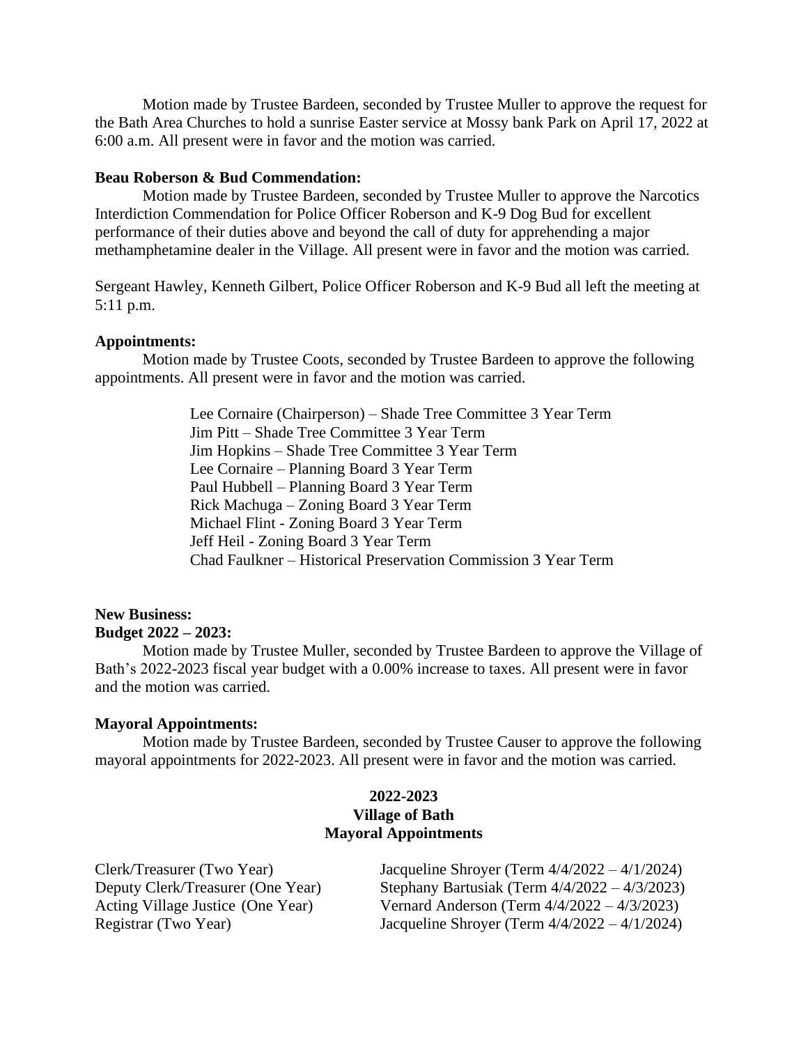Motion made by Trustee Bardeen, seconded by Trustee Muller to approve the request for the Bath Area Churches to hold a sunrise Easter service at Mossy bank Park on April 17, 2022 at 6:00 a.m. All present were in favor and the motion was carried.

**Beau Roberson & Bud Commendation:**

Motion made by Trustee Bardeen, seconded by Trustee Muller to approve the Narcotics Interdiction Commendation for Police Officer Roberson and K-9 Dog Bud for excellent performance of their duties above and beyond the call of duty for apprehending a major methamphetamine dealer in the Village. All present were in favor and the motion was carried.

Sergeant Hawley, Kenneth Gilbert, Police Officer Roberson and K-9 Bud all left the meeting at 5:11 p.m.

**Appointments:**

Motion made by Trustee Coots, seconded by Trustee Bardeen to approve the following appointments. All present were in favor and the motion was carried.

Lee Cornaire (Chairperson) – Shade Tree Committee 3 Year Term
Jim Pitt – Shade Tree Committee 3 Year Term
Jim Hopkins – Shade Tree Committee 3 Year Term
Lee Cornaire – Planning Board 3 Year Term
Paul Hubbell – Planning Board 3 Year Term
Rick Machuga – Zoning Board 3 Year Term
Michael Flint - Zoning Board 3 Year Term
Jeff Heil - Zoning Board 3 Year Term
Chad Faulkner – Historical Preservation Commission 3 Year Term

**New Business:**

**Budget 2022 – 2023:**

Motion made by Trustee Muller, seconded by Trustee Bardeen to approve the Village of Bath's 2022-2023 fiscal year budget with a 0.00% increase to taxes. All present were in favor and the motion was carried.

**Mayoral Appointments:**

Motion made by Trustee Bardeen, seconded by Trustee Causer to approve the following mayoral appointments for 2022-2023. All present were in favor and the motion was carried.

**2022-2023**
**Village of Bath**
**Mayoral Appointments**

| | |
|---|---|
| Clerk/Treasurer (Two Year) | Jacqueline Shroyer (Term 4/4/2022 – 4/1/2024) |
| Deputy Clerk/Treasurer (One Year) | Stephany Bartusiak (Term 4/4/2022 – 4/3/2023) |
| Acting Village Justice (One Year) | Vernard Anderson (Term 4/4/2022 – 4/3/2023) |
| Registrar (Two Year) | Jacqueline Shroyer (Term 4/4/2022 – 4/1/2024) |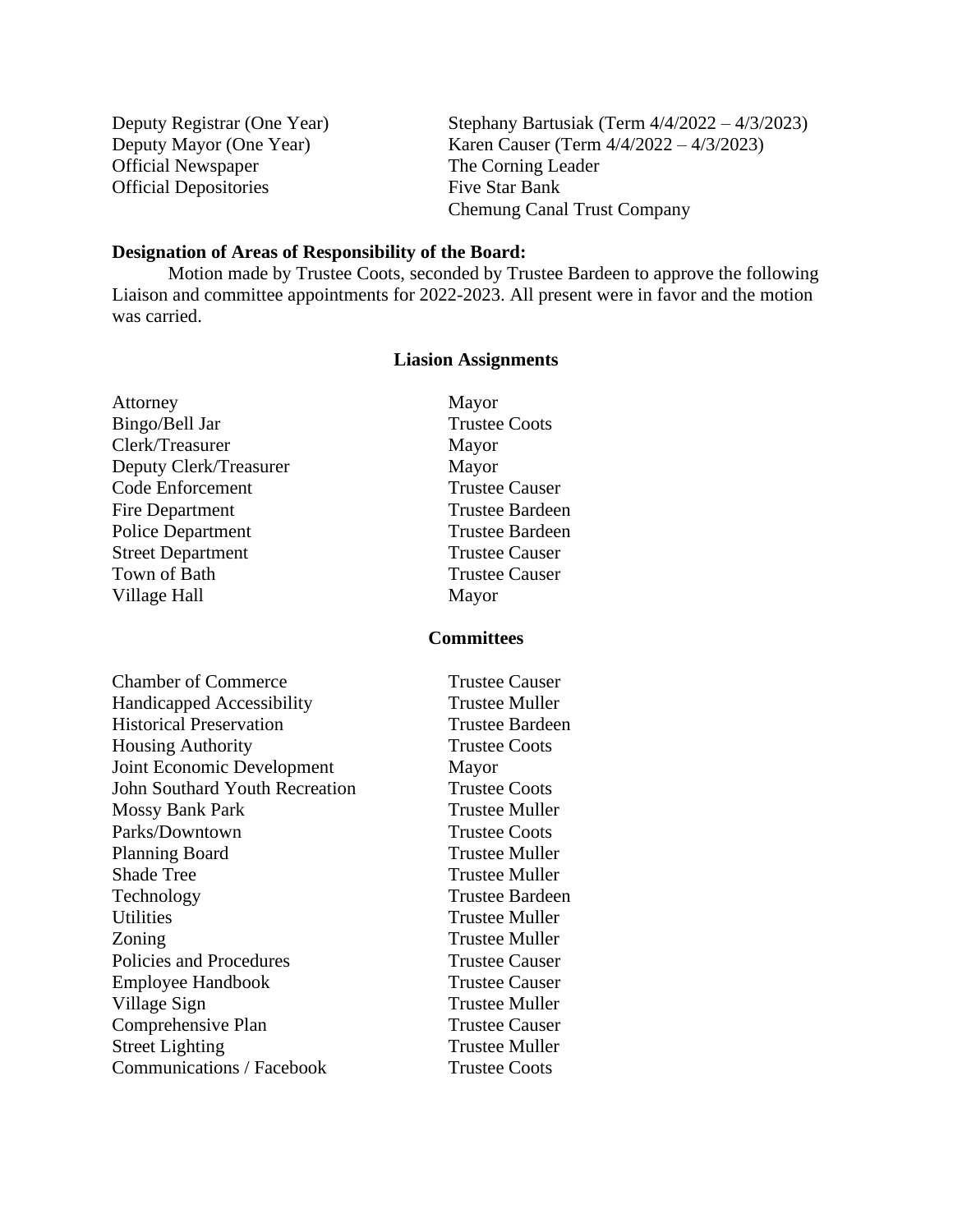| | |
|---|---|
| Deputy Registrar (One Year) | Stephany Bartusiak (Term 4/4/2022 – 4/3/2023) |
| Deputy Mayor (One Year) | Karen Causer (Term 4/4/2022 – 4/3/2023) |
| Official Newspaper | The Corning Leader |
| Official Depositories | Five Star Bank |
| | Chemung Canal Trust Company |

**Designation of Areas of Responsibility of the Board:**

Motion made by Trustee Coots, seconded by Trustee Bardeen to approve the following Liaison and committee appointments for 2022-2023. All present were in favor and the motion was carried.

**Liasion Assignments**

| | |
|---|---|
| Attorney | Mayor |
| Bingo/Bell Jar | Trustee Coots |
| Clerk/Treasurer | Mayor |
| Deputy Clerk/Treasurer | Mayor |
| Code Enforcement | Trustee Causer |
| Fire Department | Trustee Bardeen |
| Police Department | Trustee Bardeen |
| Street Department | Trustee Causer |
| Town of Bath | Trustee Causer |
| Village Hall | Mayor |

**Committees**

| | |
|---|---|
| Chamber of Commerce | Trustee Causer |
| Handicapped Accessibility | Trustee Muller |
| Historical Preservation | Trustee Bardeen |
| Housing Authority | Trustee Coots |
| Joint Economic Development | Mayor |
| John Southard Youth Recreation | Trustee Coots |
| Mossy Bank Park | Trustee Muller |
| Parks/Downtown | Trustee Coots |
| Planning Board | Trustee Muller |
| Shade Tree | Trustee Muller |
| Technology | Trustee Bardeen |
| Utilities | Trustee Muller |
| Zoning | Trustee Muller |
| Policies and Procedures | Trustee Causer |
| Employee Handbook | Trustee Causer |
| Village Sign | Trustee Muller |
| Comprehensive Plan | Trustee Causer |
| Street Lighting | Trustee Muller |
| Communications / Facebook | Trustee Coots |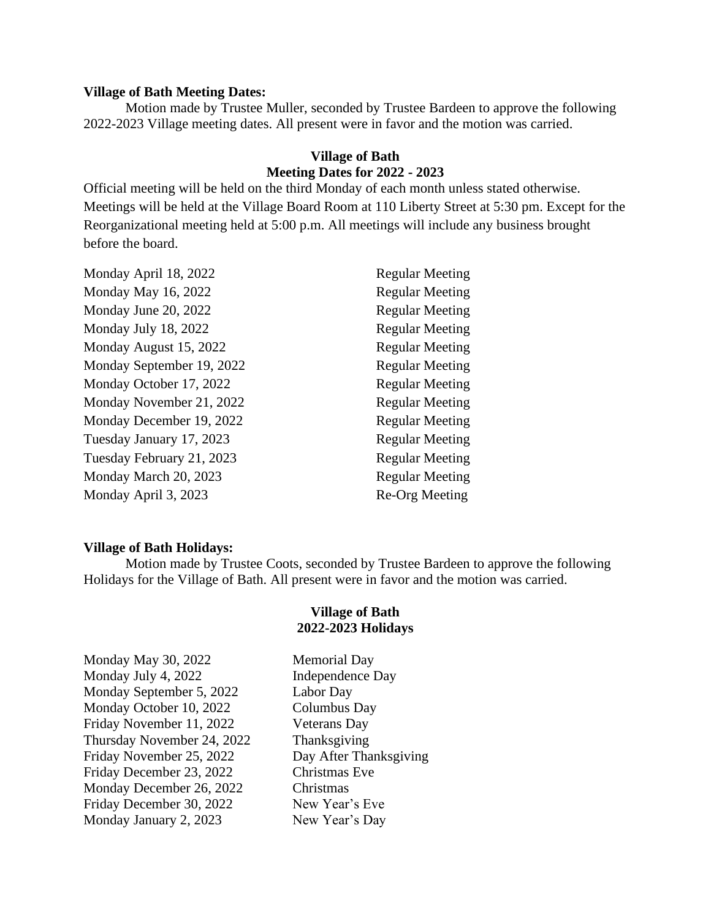**Village of Bath Meeting Dates:**

Motion made by Trustee Muller, seconded by Trustee Bardeen to approve the following 2022-2023 Village meeting dates. All present were in favor and the motion was carried.

**Village of Bath**
**Meeting Dates for 2022 - 2023**

Official meeting will be held on the third Monday of each month unless stated otherwise. Meetings will be held at the Village Board Room at 110 Liberty Street at 5:30 pm. Except for the Reorganizational meeting held at 5:00 p.m. All meetings will include any business brought before the board.

| | |
|---|---|
| Monday April 18, 2022 | Regular Meeting |
| Monday May 16, 2022 | Regular Meeting |
| Monday June 20, 2022 | Regular Meeting |
| Monday July 18, 2022 | Regular Meeting |
| Monday August 15, 2022 | Regular Meeting |
| Monday September 19, 2022 | Regular Meeting |
| Monday October 17, 2022 | Regular Meeting |
| Monday November 21, 2022 | Regular Meeting |
| Monday December 19, 2022 | Regular Meeting |
| Tuesday January 17, 2023 | Regular Meeting |
| Tuesday February 21, 2023 | Regular Meeting |
| Monday March 20, 2023 | Regular Meeting |
| Monday April 3, 2023 | Re-Org Meeting |

**Village of Bath Holidays:**

Motion made by Trustee Coots, seconded by Trustee Bardeen to approve the following Holidays for the Village of Bath. All present were in favor and the motion was carried.

**Village of Bath**
**2022-2023 Holidays**

| | |
|---|---|
| Monday May 30, 2022 | Memorial Day |
| Monday July 4, 2022 | Independence Day |
| Monday September 5, 2022 | Labor Day |
| Monday October 10, 2022 | Columbus Day |
| Friday November 11, 2022 | Veterans Day |
| Thursday November 24, 2022 | Thanksgiving |
| Friday November 25, 2022 | Day After Thanksgiving |
| Friday December 23, 2022 | Christmas Eve |
| Monday December 26, 2022 | Christmas |
| Friday December 30, 2022 | New Year's Eve |
| Monday January 2, 2023 | New Year's Day |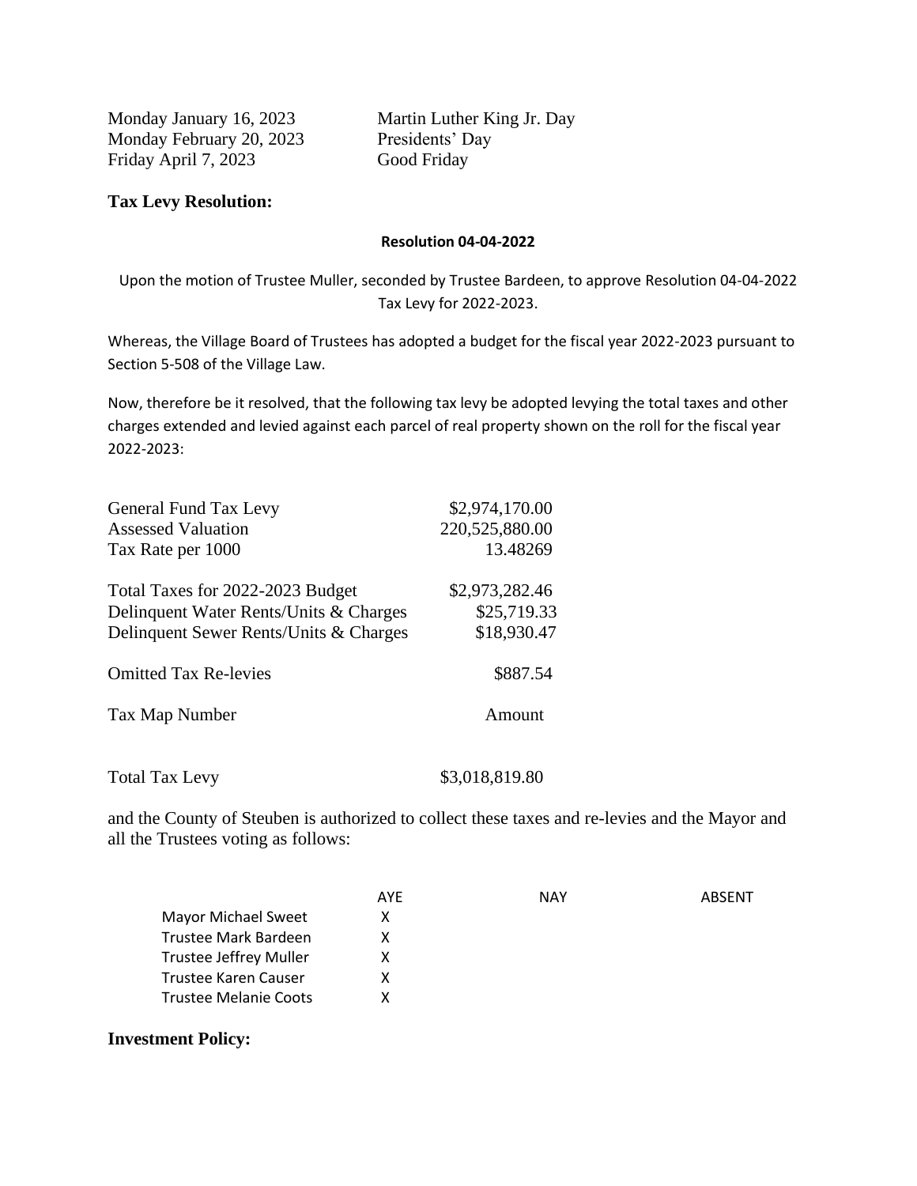| | |
|---|---|
| Monday January 16, 2023 | Martin Luther King Jr. Day |
| Monday February 20, 2023 | Presidents' Day |
| Friday April 7, 2023 | Good Friday |

**Tax Levy Resolution:**

**Resolution 04-04-2022**

Upon the motion of Trustee Muller, seconded by Trustee Bardeen, to approve Resolution 04-04-2022 Tax Levy for 2022-2023.

Whereas, the Village Board of Trustees has adopted a budget for the fiscal year 2022-2023 pursuant to Section 5-508 of the Village Law.

Now, therefore be it resolved, that the following tax levy be adopted levying the total taxes and other charges extended and levied against each parcel of real property shown on the roll for the fiscal year 2022-2023:

| | |
|---|---|
| General Fund Tax Levy | \$2,974,170.00 |
| Assessed Valuation | 220,525,880.00 |
| Tax Rate per 1000 | 13.48269 |
| Total Taxes for 2022-2023 Budget | \$2,973,282.46 |
| Delinquent Water Rents/Units & Charges | \$25,719.33 |
| Delinquent Sewer Rents/Units & Charges | \$18,930.47 |
| Omitted Tax Re-levies | \$887.54 |
| Tax Map Number | Amount |
| Total Tax Levy | \$3,018,819.80 |

and the County of Steuben is authorized to collect these taxes and re-levies and the Mayor and all the Trustees voting as follows:

| | AYE | NAY | ABSENT |
|---|---|---|---|
| Mayor Michael Sweet | X | | |
| Trustee Mark Bardeen | X | | |
| Trustee Jeffrey Muller | X | | |
| Trustee Karen Causer | X | | |
| Trustee Melanie Coots | X | | |

**Investment Policy:**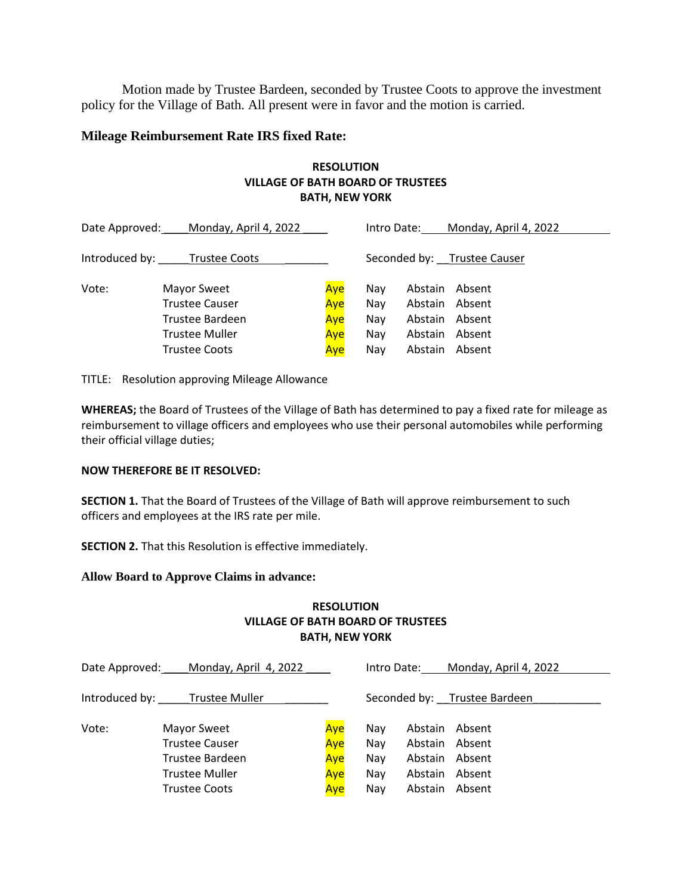Motion made by Trustee Bardeen, seconded by Trustee Coots to approve the investment policy for the Village of Bath. All present were in favor and the motion is carried.

### Mileage Reimbursement Rate IRS fixed Rate:

**RESOLUTION**
**VILLAGE OF BATH BOARD OF TRUSTEES**
**BATH, NEW YORK**

Date Approved: Monday, April 4, 2022 Intro Date: Monday, April 4, 2022

Introduced by: Trustee Coots Seconded by: Trustee Causer

| Vote: | | | | | |
|---|---|---|---|---|---|
| | Mayor Sweet | Aye | Nay | Abstain | Absent |
| | Trustee Causer | Aye | Nay | Abstain | Absent |
| | Trustee Bardeen | Aye | Nay | Abstain | Absent |
| | Trustee Muller | Aye | Nay | Abstain | Absent |
| | Trustee Coots | Aye | Nay | Abstain | Absent |

TITLE: Resolution approving Mileage Allowance

**WHEREAS;** the Board of Trustees of the Village of Bath has determined to pay a fixed rate for mileage as reimbursement to village officers and employees who use their personal automobiles while performing their official village duties;

**NOW THEREFORE BE IT RESOLVED:**

**SECTION 1.** That the Board of Trustees of the Village of Bath will approve reimbursement to such officers and employees at the IRS rate per mile.

**SECTION 2.** That this Resolution is effective immediately.

### Allow Board to Approve Claims in advance:

**RESOLUTION**
**VILLAGE OF BATH BOARD OF TRUSTEES**
**BATH, NEW YORK**

Date Approved: Monday, April 4, 2022 Intro Date: Monday, April 4, 2022

Introduced by: Trustee Muller Seconded by: Trustee Bardeen

| Vote: | | | | | |
|---|---|---|---|---|---|
| | Mayor Sweet | Aye | Nay | Abstain | Absent |
| | Trustee Causer | Aye | Nay | Abstain | Absent |
| | Trustee Bardeen | Aye | Nay | Abstain | Absent |
| | Trustee Muller | Aye | Nay | Abstain | Absent |
| | Trustee Coots | Aye | Nay | Abstain | Absent |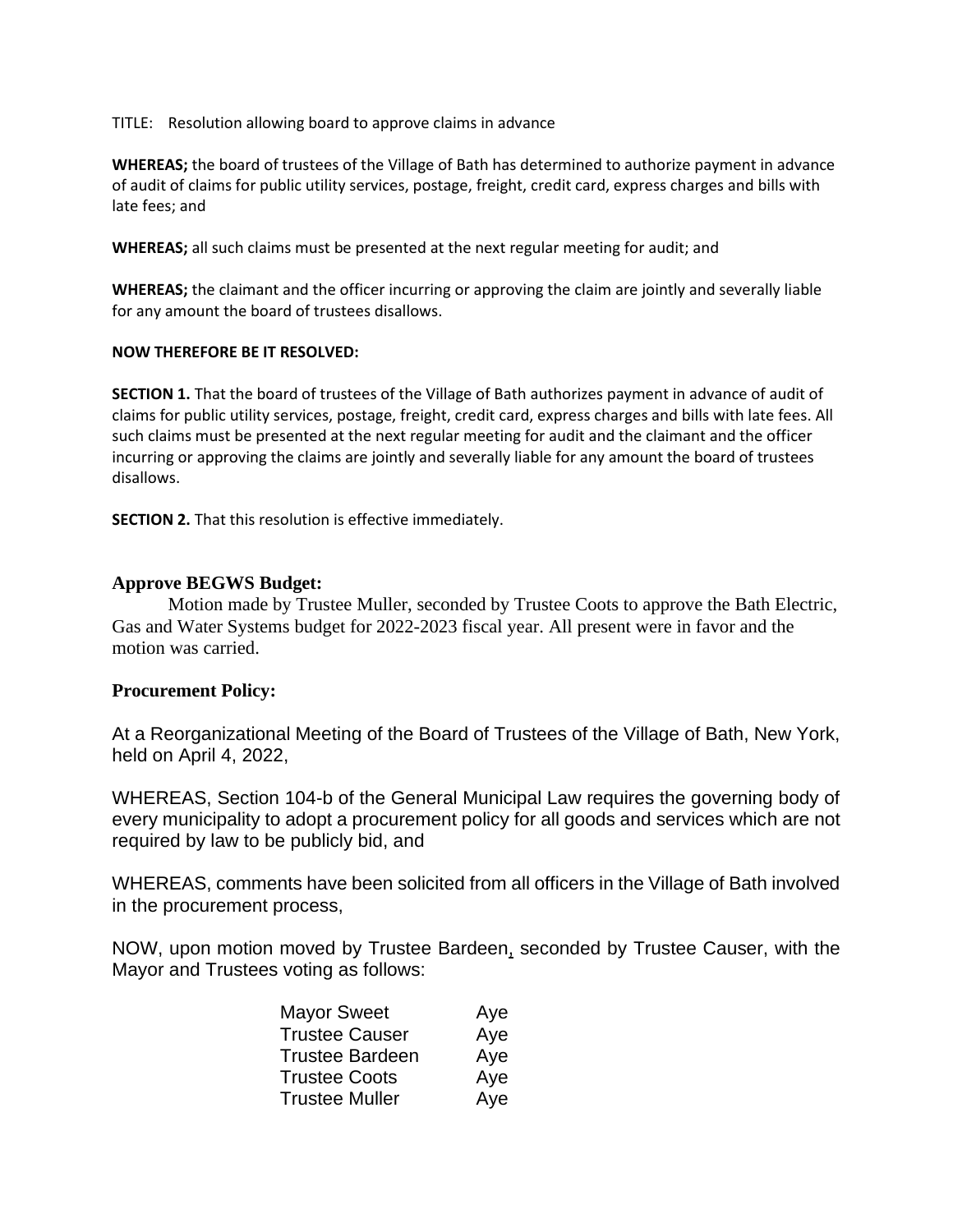TITLE: Resolution allowing board to approve claims in advance

**WHEREAS;** the board of trustees of the Village of Bath has determined to authorize payment in advance of audit of claims for public utility services, postage, freight, credit card, express charges and bills with late fees; and

**WHEREAS;** all such claims must be presented at the next regular meeting for audit; and

**WHEREAS;** the claimant and the officer incurring or approving the claim are jointly and severally liable for any amount the board of trustees disallows.

**NOW THEREFORE BE IT RESOLVED:**

**SECTION 1.** That the board of trustees of the Village of Bath authorizes payment in advance of audit of claims for public utility services, postage, freight, credit card, express charges and bills with late fees. All such claims must be presented at the next regular meeting for audit and the claimant and the officer incurring or approving the claims are jointly and severally liable for any amount the board of trustees disallows.

**SECTION 2.** That this resolution is effective immediately.

**Approve BEGWS Budget:**

Motion made by Trustee Muller, seconded by Trustee Coots to approve the Bath Electric, Gas and Water Systems budget for 2022-2023 fiscal year. All present were in favor and the motion was carried.

**Procurement Policy:**

At a Reorganizational Meeting of the Board of Trustees of the Village of Bath, New York, held on April 4, 2022,

WHEREAS, Section 104-b of the General Municipal Law requires the governing body of every municipality to adopt a procurement policy for all goods and services which are not required by law to be publicly bid, and

WHEREAS, comments have been solicited from all officers in the Village of Bath involved in the procurement process,

NOW, upon motion moved by Trustee Bardeen, seconded by Trustee Causer, with the Mayor and Trustees voting as follows:

| | |
|---|---|
| Mayor Sweet | Aye |
| Trustee Causer | Aye |
| Trustee Bardeen | Aye |
| Trustee Coots | Aye |
| Trustee Muller | Aye |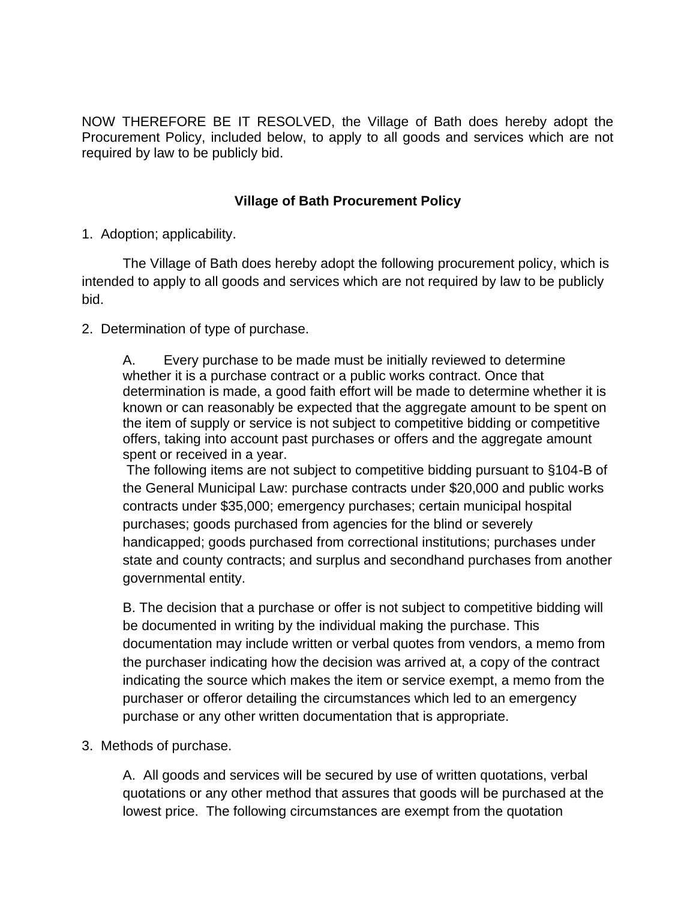NOW THEREFORE BE IT RESOLVED, the Village of Bath does hereby adopt the Procurement Policy, included below, to apply to all goods and services which are not required by law to be publicly bid.

**Village of Bath Procurement Policy**

1. Adoption; applicability.

The Village of Bath does hereby adopt the following procurement policy, which is intended to apply to all goods and services which are not required by law to be publicly bid.

2. Determination of type of purchase.

A. Every purchase to be made must be initially reviewed to determine whether it is a purchase contract or a public works contract. Once that determination is made, a good faith effort will be made to determine whether it is known or can reasonably be expected that the aggregate amount to be spent on the item of supply or service is not subject to competitive bidding or competitive offers, taking into account past purchases or offers and the aggregate amount spent or received in a year.
The following items are not subject to competitive bidding pursuant to §104-B of the General Municipal Law: purchase contracts under $20,000 and public works contracts under $35,000; emergency purchases; certain municipal hospital purchases; goods purchased from agencies for the blind or severely handicapped; goods purchased from correctional institutions; purchases under state and county contracts; and surplus and secondhand purchases from another governmental entity.

B. The decision that a purchase or offer is not subject to competitive bidding will be documented in writing by the individual making the purchase. This documentation may include written or verbal quotes from vendors, a memo from the purchaser indicating how the decision was arrived at, a copy of the contract indicating the source which makes the item or service exempt, a memo from the purchaser or offeror detailing the circumstances which led to an emergency purchase or any other written documentation that is appropriate.

3. Methods of purchase.

A. All goods and services will be secured by use of written quotations, verbal quotations or any other method that assures that goods will be purchased at the lowest price. The following circumstances are exempt from the quotation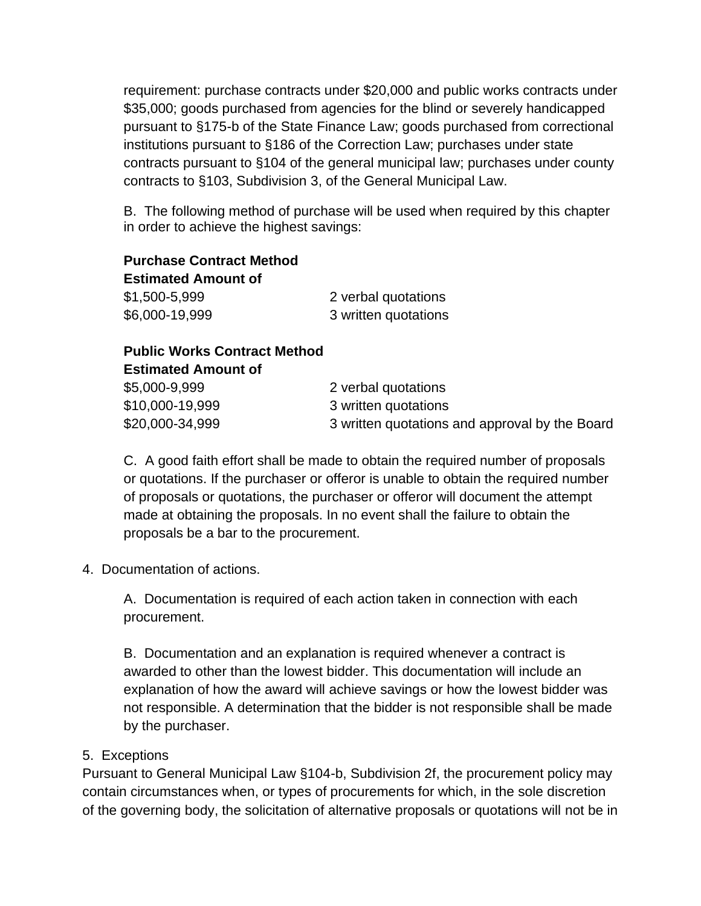requirement: purchase contracts under $20,000 and public works contracts under $35,000; goods purchased from agencies for the blind or severely handicapped pursuant to §175-b of the State Finance Law; goods purchased from correctional institutions pursuant to §186 of the Correction Law; purchases under state contracts pursuant to §104 of the general municipal law; purchases under county contracts to §103, Subdivision 3, of the General Municipal Law.

B. The following method of purchase will be used when required by this chapter in order to achieve the highest savings:

| **Purchase Contract Method**<br>**Estimated Amount of** | |
|---|---|
| $1,500-5,999 | 2 verbal quotations |
| $6,000-19,999 | 3 written quotations |

| **Public Works Contract Method**<br>**Estimated Amount of** | |
|---|---|
| $5,000-9,999 | 2 verbal quotations |
| $10,000-19,999 | 3 written quotations |
| $20,000-34,999 | 3 written quotations and approval by the Board |

C. A good faith effort shall be made to obtain the required number of proposals or quotations. If the purchaser or offeror is unable to obtain the required number of proposals or quotations, the purchaser or offeror will document the attempt made at obtaining the proposals. In no event shall the failure to obtain the proposals be a bar to the procurement.

4. Documentation of actions.

A. Documentation is required of each action taken in connection with each procurement.

B. Documentation and an explanation is required whenever a contract is awarded to other than the lowest bidder. This documentation will include an explanation of how the award will achieve savings or how the lowest bidder was not responsible. A determination that the bidder is not responsible shall be made by the purchaser.

5. Exceptions

Pursuant to General Municipal Law §104-b, Subdivision 2f, the procurement policy may contain circumstances when, or types of procurements for which, in the sole discretion of the governing body, the solicitation of alternative proposals or quotations will not be in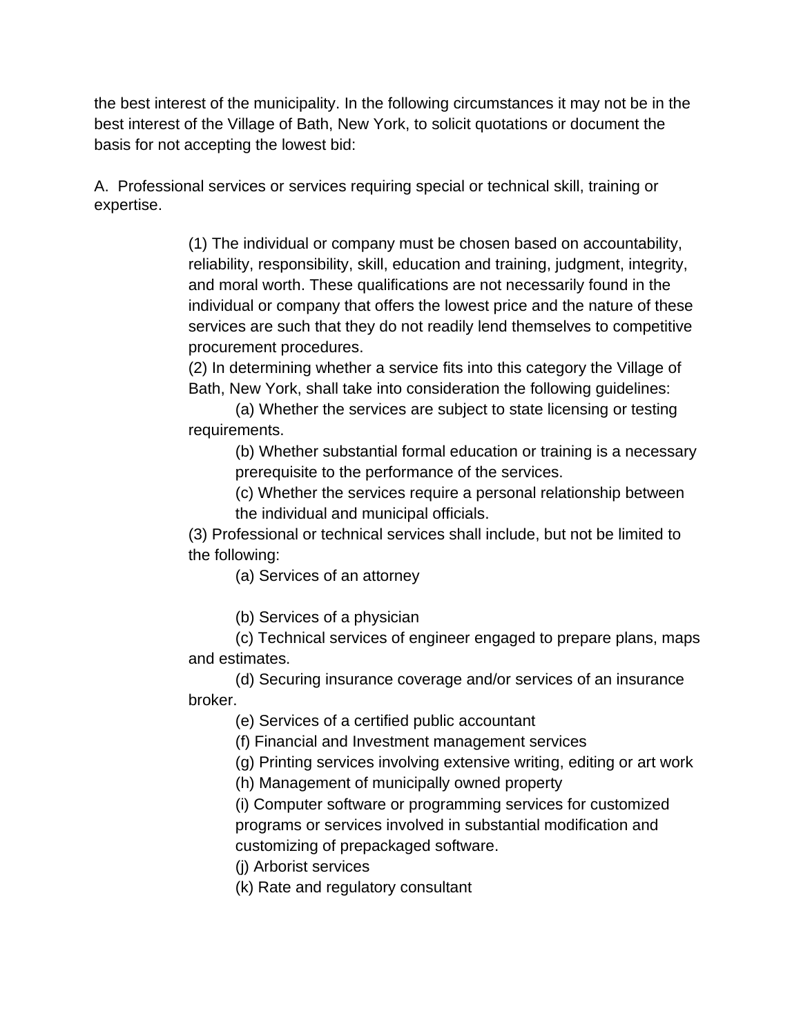the best interest of the municipality. In the following circumstances it may not be in the best interest of the Village of Bath, New York, to solicit quotations or document the basis for not accepting the lowest bid:

A. Professional services or services requiring special or technical skill, training or expertise.

(1) The individual or company must be chosen based on accountability, reliability, responsibility, skill, education and training, judgment, integrity, and moral worth. These qualifications are not necessarily found in the individual or company that offers the lowest price and the nature of these services are such that they do not readily lend themselves to competitive procurement procedures.

(2) In determining whether a service fits into this category the Village of Bath, New York, shall take into consideration the following guidelines:

(a) Whether the services are subject to state licensing or testing requirements.

(b) Whether substantial formal education or training is a necessary prerequisite to the performance of the services.

(c) Whether the services require a personal relationship between the individual and municipal officials.

(3) Professional or technical services shall include, but not be limited to the following:

(a) Services of an attorney

(b) Services of a physician

(c) Technical services of engineer engaged to prepare plans, maps and estimates.

(d) Securing insurance coverage and/or services of an insurance broker.

(e) Services of a certified public accountant

(f) Financial and Investment management services

(g) Printing services involving extensive writing, editing or art work

(h) Management of municipally owned property

(i) Computer software or programming services for customized programs or services involved in substantial modification and customizing of prepackaged software.

(j) Arborist services

(k) Rate and regulatory consultant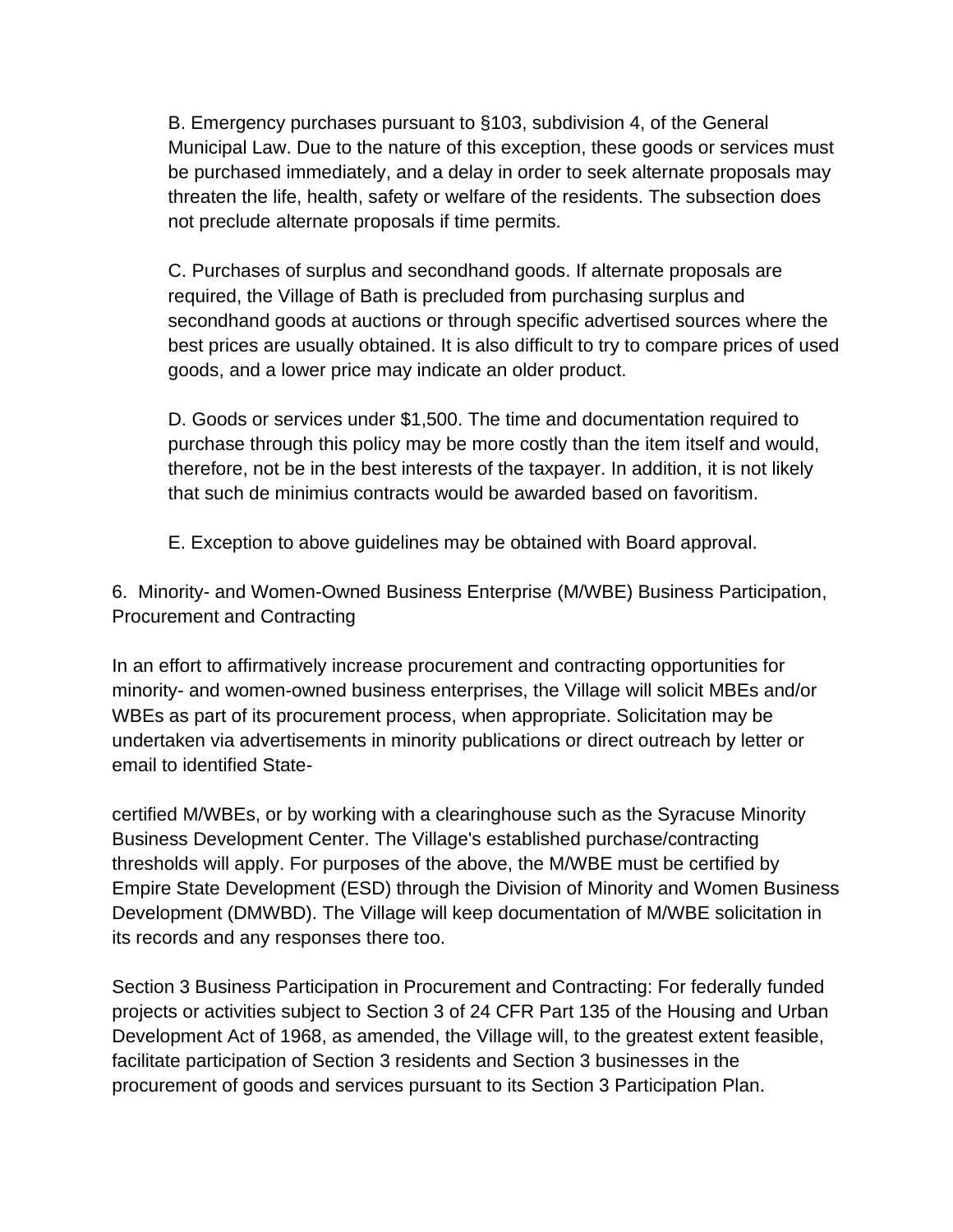B. Emergency purchases pursuant to §103, subdivision 4, of the General Municipal Law. Due to the nature of this exception, these goods or services must be purchased immediately, and a delay in order to seek alternate proposals may threaten the life, health, safety or welfare of the residents. The subsection does not preclude alternate proposals if time permits.

C. Purchases of surplus and secondhand goods. If alternate proposals are required, the Village of Bath is precluded from purchasing surplus and secondhand goods at auctions or through specific advertised sources where the best prices are usually obtained. It is also difficult to try to compare prices of used goods, and a lower price may indicate an older product.

D. Goods or services under $1,500. The time and documentation required to purchase through this policy may be more costly than the item itself and would, therefore, not be in the best interests of the taxpayer. In addition, it is not likely that such de minimius contracts would be awarded based on favoritism.

E. Exception to above guidelines may be obtained with Board approval.

6. Minority- and Women-Owned Business Enterprise (M/WBE) Business Participation, Procurement and Contracting

In an effort to affirmatively increase procurement and contracting opportunities for minority- and women-owned business enterprises, the Village will solicit MBEs and/or WBEs as part of its procurement process, when appropriate. Solicitation may be undertaken via advertisements in minority publications or direct outreach by letter or email to identified State-

certified M/WBEs, or by working with a clearinghouse such as the Syracuse Minority Business Development Center. The Village's established purchase/contracting thresholds will apply. For purposes of the above, the M/WBE must be certified by Empire State Development (ESD) through the Division of Minority and Women Business Development (DMWBD). The Village will keep documentation of M/WBE solicitation in its records and any responses there too.

Section 3 Business Participation in Procurement and Contracting: For federally funded projects or activities subject to Section 3 of 24 CFR Part 135 of the Housing and Urban Development Act of 1968, as amended, the Village will, to the greatest extent feasible, facilitate participation of Section 3 residents and Section 3 businesses in the procurement of goods and services pursuant to its Section 3 Participation Plan.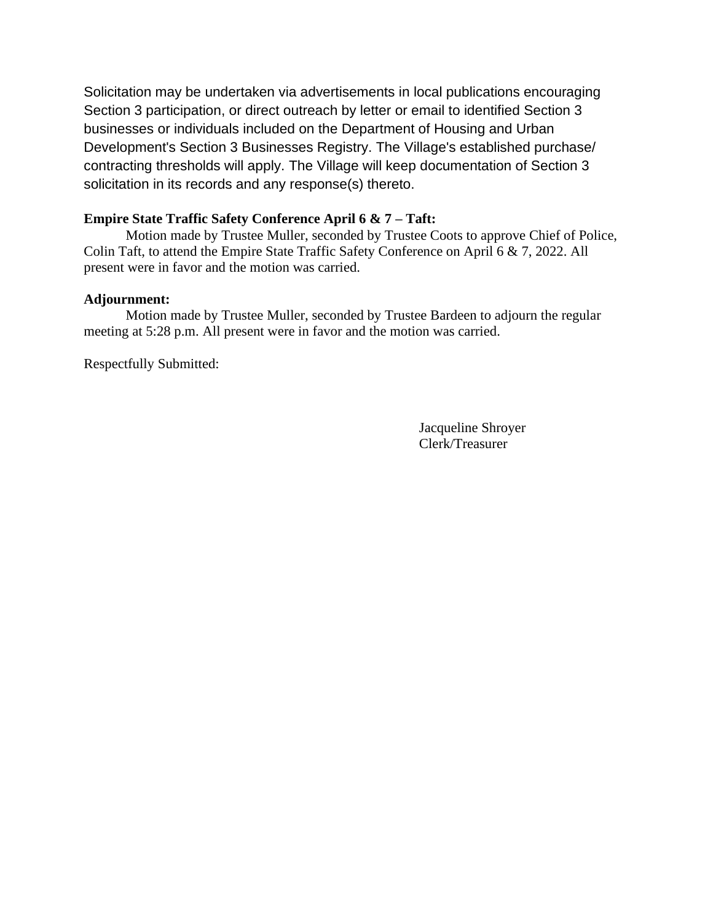Solicitation may be undertaken via advertisements in local publications encouraging Section 3 participation, or direct outreach by letter or email to identified Section 3 businesses or individuals included on the Department of Housing and Urban Development's Section 3 Businesses Registry. The Village's established purchase/ contracting thresholds will apply. The Village will keep documentation of Section 3 solicitation in its records and any response(s) thereto.

**Empire State Traffic Safety Conference April 6 & 7 – Taft:**

Motion made by Trustee Muller, seconded by Trustee Coots to approve Chief of Police, Colin Taft, to attend the Empire State Traffic Safety Conference on April 6 & 7, 2022. All present were in favor and the motion was carried.

**Adjournment:**

Motion made by Trustee Muller, seconded by Trustee Bardeen to adjourn the regular meeting at 5:28 p.m. All present were in favor and the motion was carried.

Respectfully Submitted:

Jacqueline Shroyer
Clerk/Treasurer